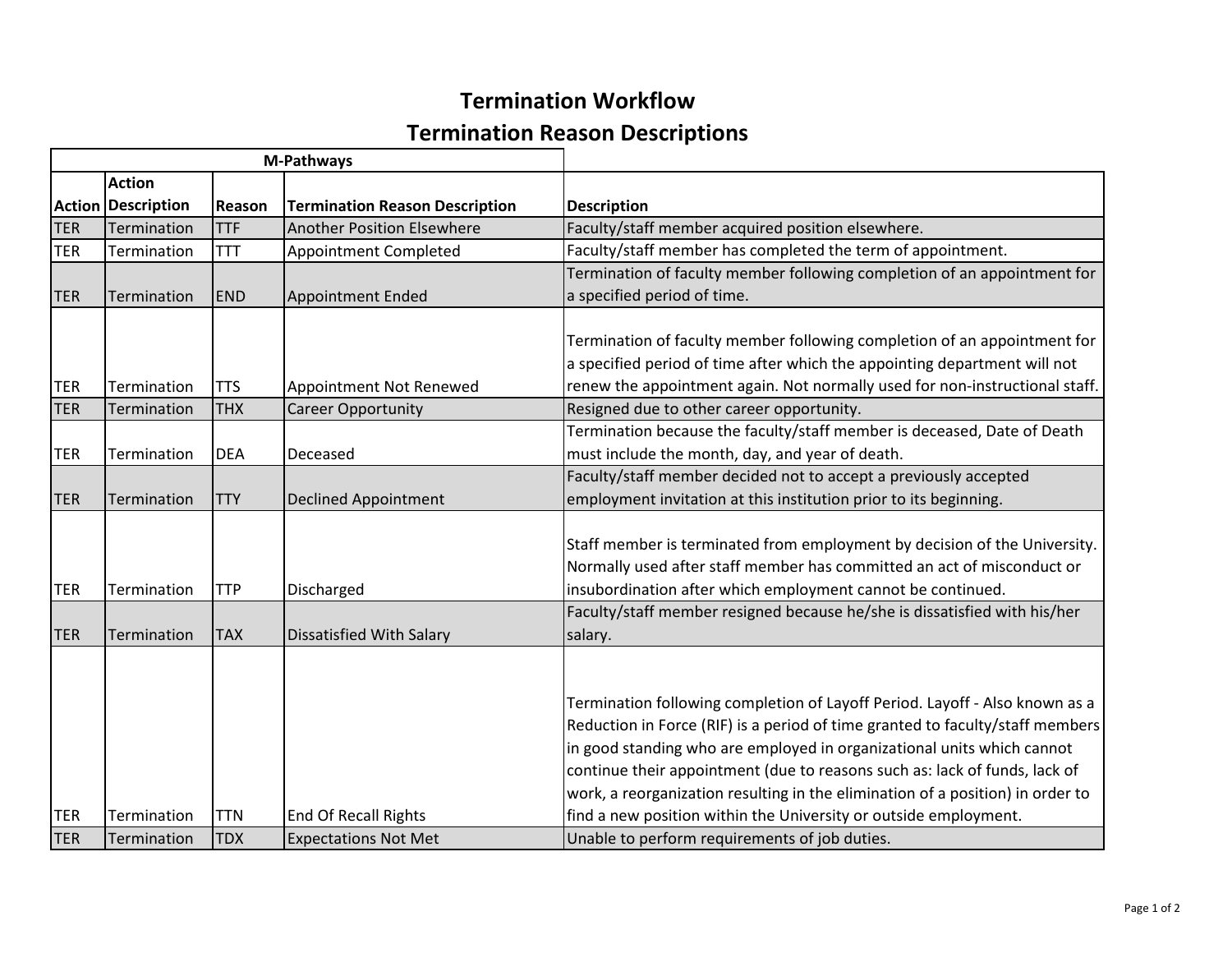# Termination Workflow

## Termination Reason Descriptions

| M-Pathways | | | | |
|---|---|---|---|---|
| **Action** | **Action Description** | **Reason** | **Termination Reason Description** | **Description** |
| TER | Termination | TTF | Another Position Elsewhere | Faculty/staff member acquired position elsewhere. |
| TER | Termination | TTT | Appointment Completed | Faculty/staff member has completed the term of appointment. |
| TER | Termination | END | Appointment Ended | Termination of faculty member following completion of an appointment for a specified period of time. |
| TER | Termination | TTS | Appointment Not Renewed | Termination of faculty member following completion of an appointment for a specified period of time after which the appointing department will not renew the appointment again. Not normally used for non-instructional staff. |
| TER | Termination | THX | Career Opportunity | Resigned due to other career opportunity. |
| TER | Termination | DEA | Deceased | Termination because the faculty/staff member is deceased, Date of Death must include the month, day, and year of death. |
| TER | Termination | TTY | Declined Appointment | Faculty/staff member decided not to accept a previously accepted employment invitation at this institution prior to its beginning. |
| TER | Termination | TTP | Discharged | Staff member is terminated from employment by decision of the University. Normally used after staff member has committed an act of misconduct or insubordination after which employment cannot be continued. |
| TER | Termination | TAX | Dissatisfied With Salary | Faculty/staff member resigned because he/she is dissatisfied with his/her salary. |
| TER | Termination | TTN | End Of Recall Rights | Termination following completion of Layoff Period. Layoff - Also known as a Reduction in Force (RIF) is a period of time granted to faculty/staff members in good standing who are employed in organizational units which cannot continue their appointment (due to reasons such as: lack of funds, lack of work, a reorganization resulting in the elimination of a position) in order to find a new position within the University or outside employment. |
| TER | Termination | TDX | Expectations Not Met | Unable to perform requirements of job duties. |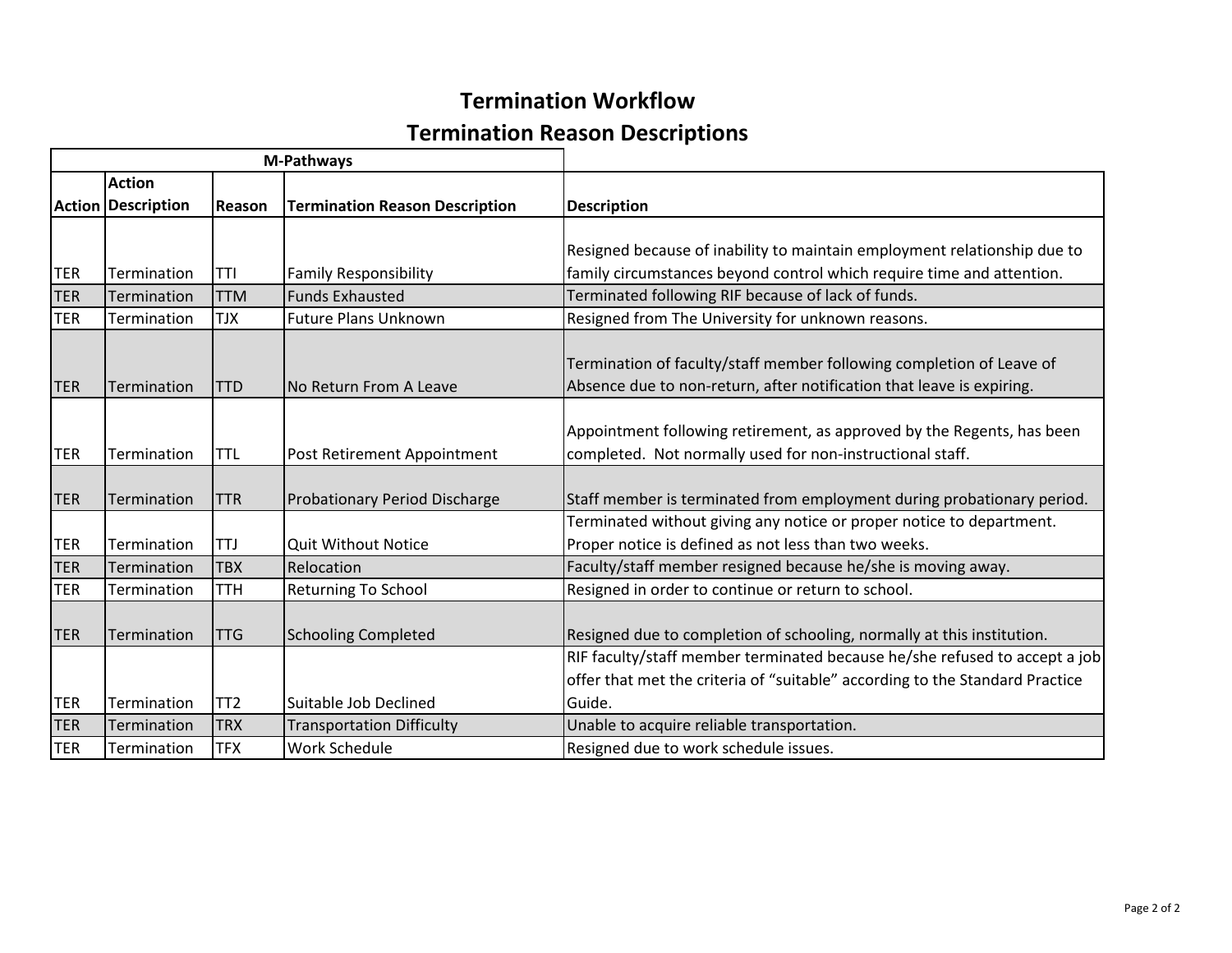## Termination Workflow
## Termination Reason Descriptions

| M-Pathways | | | | |
|---|---|---|---|---|
| **Action** | **Action Description** | **Reason** | **Termination Reason Description** | **Description** |
| TER | Termination | TTI | Family Responsibility | Resigned because of inability to maintain employment relationship due to family circumstances beyond control which require time and attention. |
| TER | Termination | TTM | Funds Exhausted | Terminated following RIF because of lack of funds. |
| TER | Termination | TJX | Future Plans Unknown | Resigned from The University for unknown reasons. |
| TER | Termination | TTD | No Return From A Leave | Termination of faculty/staff member following completion of Leave of Absence due to non-return, after notification that leave is expiring. |
| TER | Termination | TTL | Post Retirement Appointment | Appointment following retirement, as approved by the Regents, has been completed. Not normally used for non-instructional staff. |
| TER | Termination | TTR | Probationary Period Discharge | Staff member is terminated from employment during probationary period. |
| TER | Termination | TTJ | Quit Without Notice | Terminated without giving any notice or proper notice to department. Proper notice is defined as not less than two weeks. |
| TER | Termination | TBX | Relocation | Faculty/staff member resigned because he/she is moving away. |
| TER | Termination | TTH | Returning To School | Resigned in order to continue or return to school. |
| TER | Termination | TTG | Schooling Completed | Resigned due to completion of schooling, normally at this institution. |
| TER | Termination | TT2 | Suitable Job Declined | RIF faculty/staff member terminated because he/she refused to accept a job offer that met the criteria of "suitable" according to the Standard Practice Guide. |
| TER | Termination | TRX | Transportation Difficulty | Unable to acquire reliable transportation. |
| TER | Termination | TFX | Work Schedule | Resigned due to work schedule issues. |